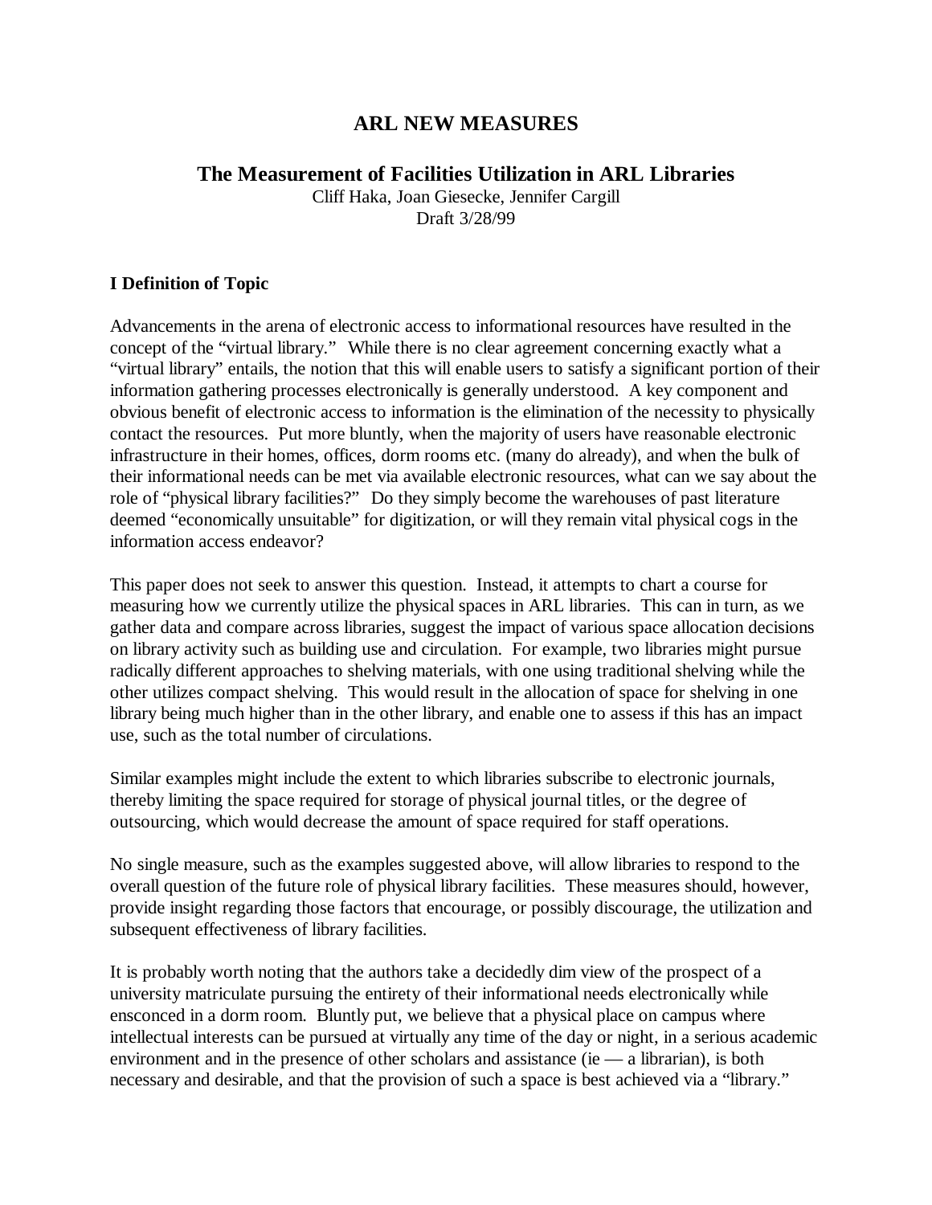# ARL NEW MEASURES

## The Measurement of Facilities Utilization in ARL Libraries

Cliff Haka, Joan Giesecke, Jennifer Cargill
Draft 3/28/99

### I Definition of Topic

Advancements in the arena of electronic access to informational resources have resulted in the concept of the "virtual library." While there is no clear agreement concerning exactly what a "virtual library" entails, the notion that this will enable users to satisfy a significant portion of their information gathering processes electronically is generally understood. A key component and obvious benefit of electronic access to information is the elimination of the necessity to physically contact the resources. Put more bluntly, when the majority of users have reasonable electronic infrastructure in their homes, offices, dorm rooms etc. (many do already), and when the bulk of their informational needs can be met via available electronic resources, what can we say about the role of "physical library facilities?" Do they simply become the warehouses of past literature deemed "economically unsuitable" for digitization, or will they remain vital physical cogs in the information access endeavor?

This paper does not seek to answer this question. Instead, it attempts to chart a course for measuring how we currently utilize the physical spaces in ARL libraries. This can in turn, as we gather data and compare across libraries, suggest the impact of various space allocation decisions on library activity such as building use and circulation. For example, two libraries might pursue radically different approaches to shelving materials, with one using traditional shelving while the other utilizes compact shelving. This would result in the allocation of space for shelving in one library being much higher than in the other library, and enable one to assess if this has an impact use, such as the total number of circulations.

Similar examples might include the extent to which libraries subscribe to electronic journals, thereby limiting the space required for storage of physical journal titles, or the degree of outsourcing, which would decrease the amount of space required for staff operations.

No single measure, such as the examples suggested above, will allow libraries to respond to the overall question of the future role of physical library facilities. These measures should, however, provide insight regarding those factors that encourage, or possibly discourage, the utilization and subsequent effectiveness of library facilities.

It is probably worth noting that the authors take a decidedly dim view of the prospect of a university matriculate pursuing the entirety of their informational needs electronically while ensconced in a dorm room. Bluntly put, we believe that a physical place on campus where intellectual interests can be pursued at virtually any time of the day or night, in a serious academic environment and in the presence of other scholars and assistance (ie — a librarian), is both necessary and desirable, and that the provision of such a space is best achieved via a "library."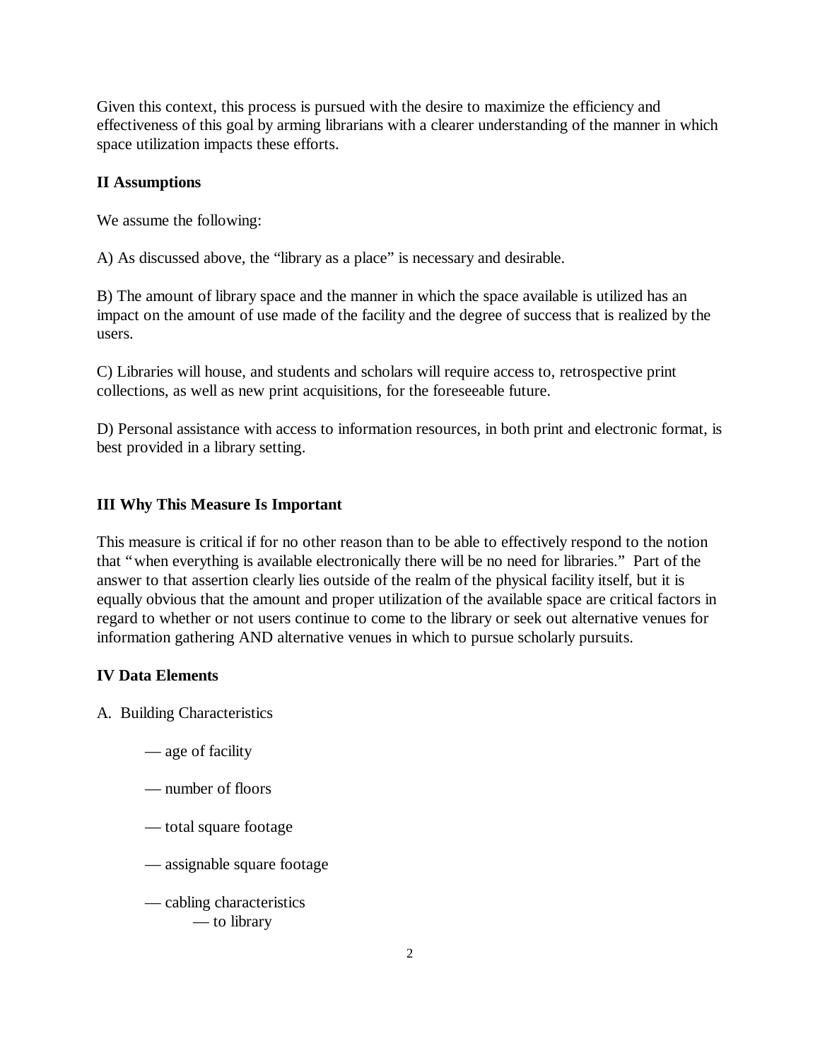Given this context, this process is pursued with the desire to maximize the efficiency and effectiveness of this goal by arming librarians with a clearer understanding of the manner in which space utilization impacts these efforts.

**II Assumptions**

We assume the following:

A) As discussed above, the "library as a place" is necessary and desirable.

B) The amount of library space and the manner in which the space available is utilized has an impact on the amount of use made of the facility and the degree of success that is realized by the users.

C) Libraries will house, and students and scholars will require access to, retrospective print collections, as well as new print acquisitions, for the foreseeable future.

D) Personal assistance with access to information resources, in both print and electronic format, is best provided in a library setting.

**III Why This Measure Is Important**

This measure is critical if for no other reason than to be able to effectively respond to the notion that "when everything is available electronically there will be no need for libraries." Part of the answer to that assertion clearly lies outside of the realm of the physical facility itself, but it is equally obvious that the amount and proper utilization of the available space are critical factors in regard to whether or not users continue to come to the library or seek out alternative venues for information gathering AND alternative venues in which to pursue scholarly pursuits.

**IV Data Elements**

A. Building Characteristics

- — age of facility
- — number of floors
- — total square footage
- — assignable square footage
- — cabling characteristics
  - — to library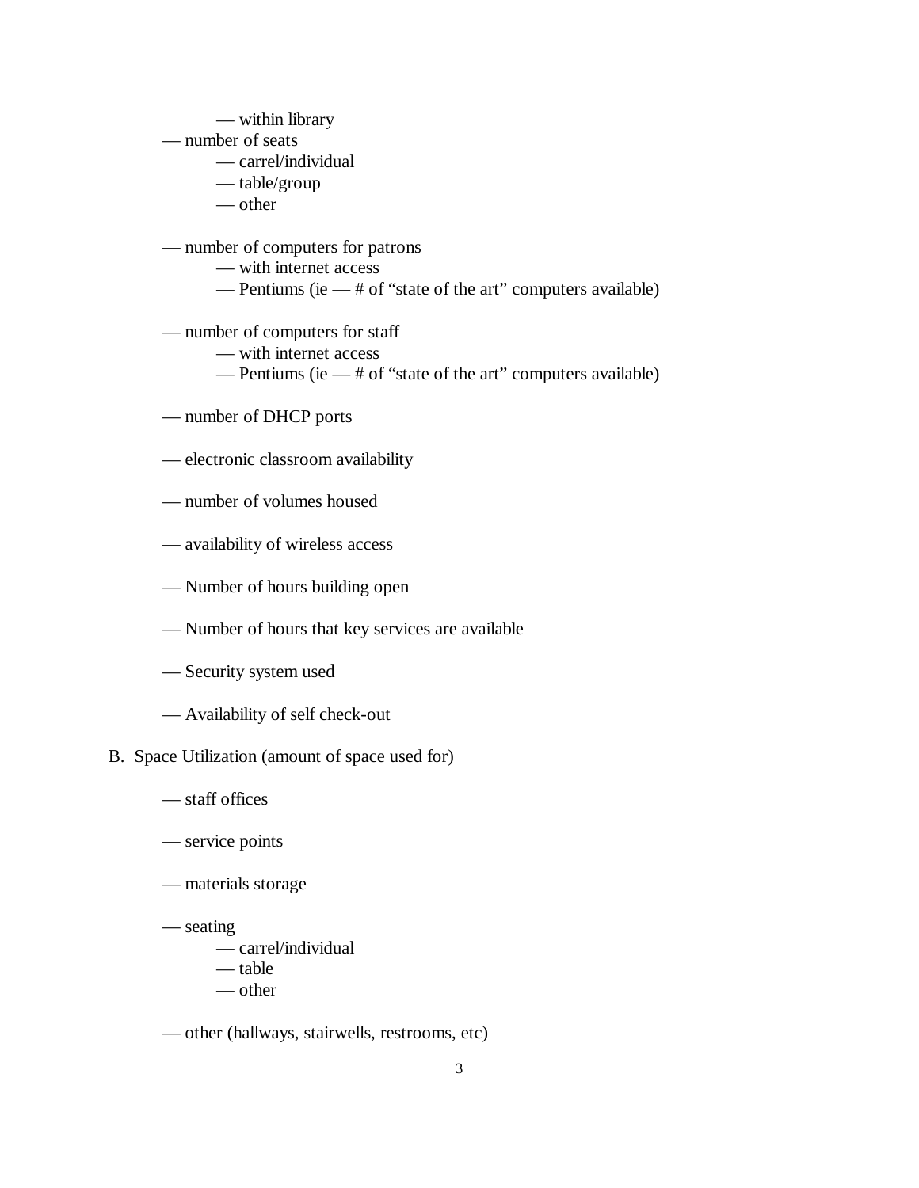- within library
- number of seats
    - carrel/individual
    - table/group
    - other

- number of computers for patrons
    - with internet access
    - Pentiums (ie — # of "state of the art" computers available)

- number of computers for staff
    - with internet access
    - Pentiums (ie — # of "state of the art" computers available)

- number of DHCP ports

- electronic classroom availability

- number of volumes housed

- availability of wireless access

- Number of hours building open

- Number of hours that key services are available

- Security system used

- Availability of self check-out

B. Space Utilization (amount of space used for)

- staff offices

- service points

- materials storage

- seating
    - carrel/individual
    - table
    - other

- other (hallways, stairwells, restrooms, etc)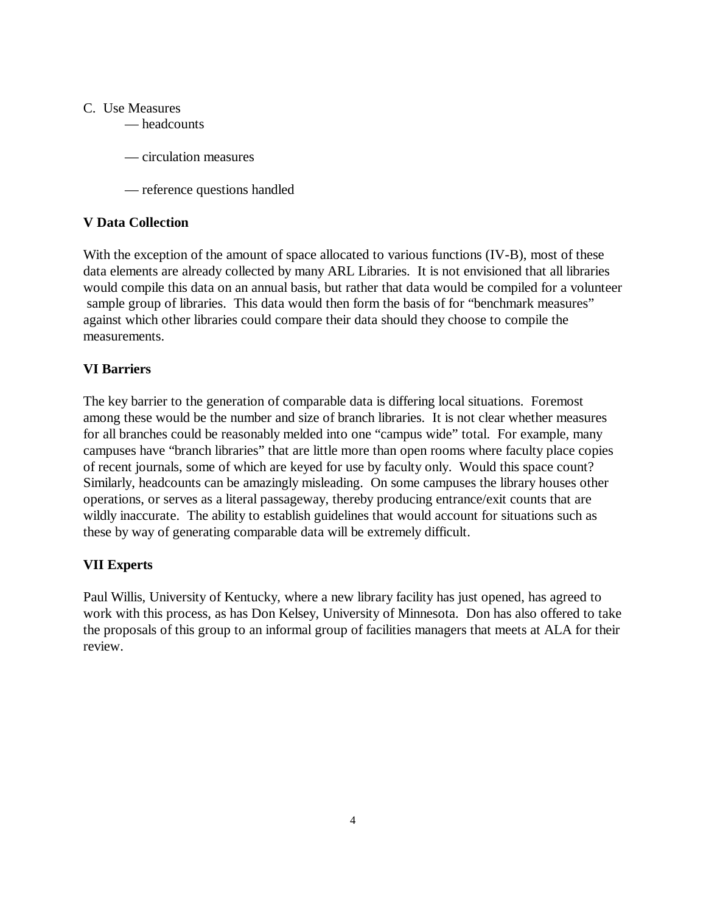C. Use Measures

— headcounts

— circulation measures

— reference questions handled

**V Data Collection**

With the exception of the amount of space allocated to various functions (IV-B), most of these data elements are already collected by many ARL Libraries. It is not envisioned that all libraries would compile this data on an annual basis, but rather that data would be compiled for a volunteer sample group of libraries. This data would then form the basis of for "benchmark measures" against which other libraries could compare their data should they choose to compile the measurements.

**VI Barriers**

The key barrier to the generation of comparable data is differing local situations. Foremost among these would be the number and size of branch libraries. It is not clear whether measures for all branches could be reasonably melded into one "campus wide" total. For example, many campuses have "branch libraries" that are little more than open rooms where faculty place copies of recent journals, some of which are keyed for use by faculty only. Would this space count? Similarly, headcounts can be amazingly misleading. On some campuses the library houses other operations, or serves as a literal passageway, thereby producing entrance/exit counts that are wildly inaccurate. The ability to establish guidelines that would account for situations such as these by way of generating comparable data will be extremely difficult.

**VII Experts**

Paul Willis, University of Kentucky, where a new library facility has just opened, has agreed to work with this process, as has Don Kelsey, University of Minnesota. Don has also offered to take the proposals of this group to an informal group of facilities managers that meets at ALA for their review.